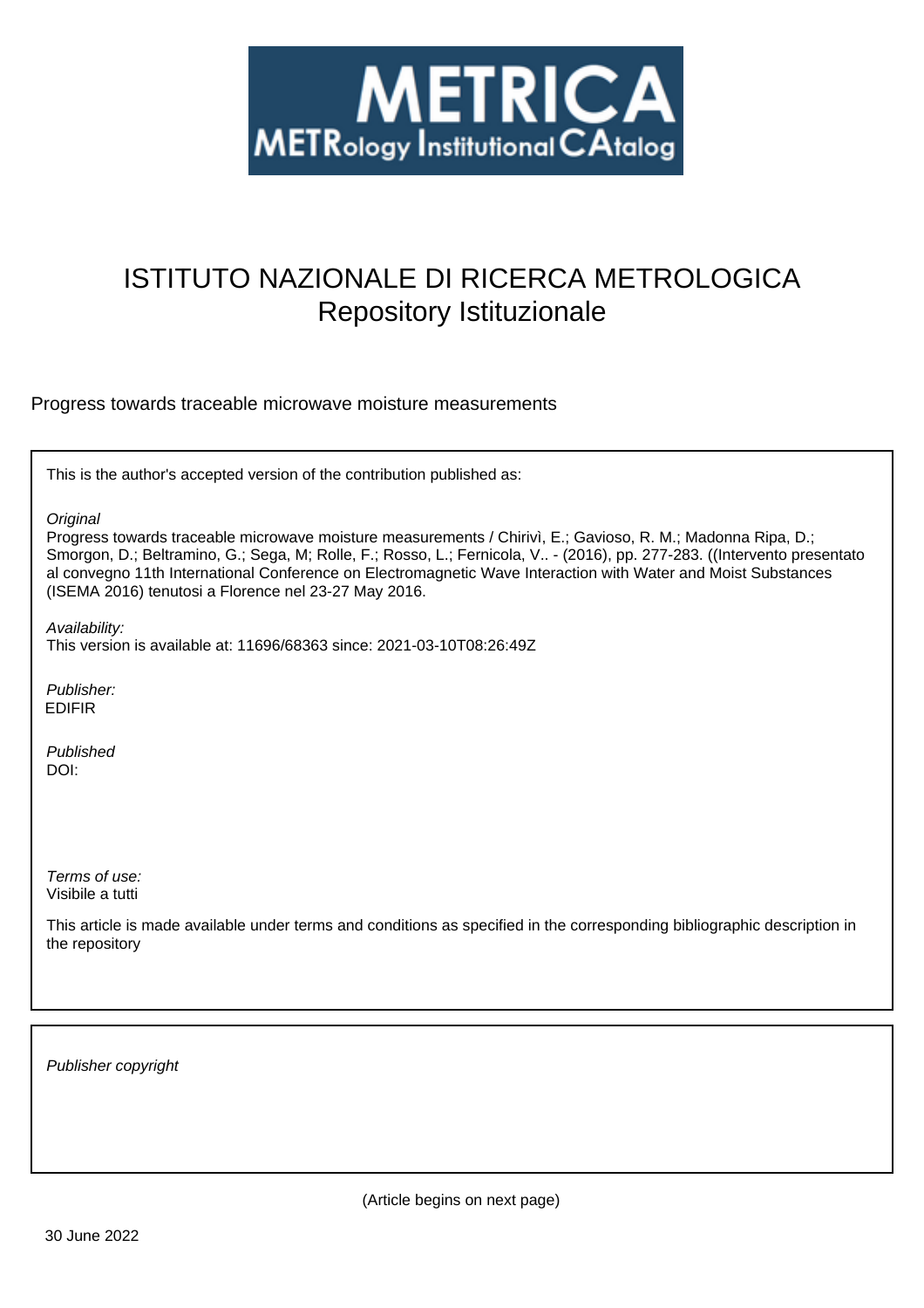# METRICA

METRology Institutional CAtalog

ISTITUTO NAZIONALE DI RICERCA METROLOGICA
Repository Istituzionale

Progress towards traceable microwave moisture measurements

This is the author's accepted version of the contribution published as:

*Original*
Progress towards traceable microwave moisture measurements / Chirivì, E.; Gavioso, R. M.; Madonna Ripa, D.; Smorgon, D.; Beltramino, G.; Sega, M; Rolle, F.; Rosso, L.; Fernicola, V.. - (2016), pp. 277-283. ((Intervento presentato al convegno 11th International Conference on Electromagnetic Wave Interaction with Water and Moist Substances (ISEMA 2016) tenutosi a Florence nel 23-27 May 2016.

*Availability:*
This version is available at: 11696/68363 since: 2021-03-10T08:26:49Z

*Publisher:*
EDIFIR

*Published*
DOI:

*Terms of use:*
Visibile a tutti

This article is made available under terms and conditions as specified in the corresponding bibliographic description in the repository

*Publisher copyright*

(Article begins on next page)

30 June 2022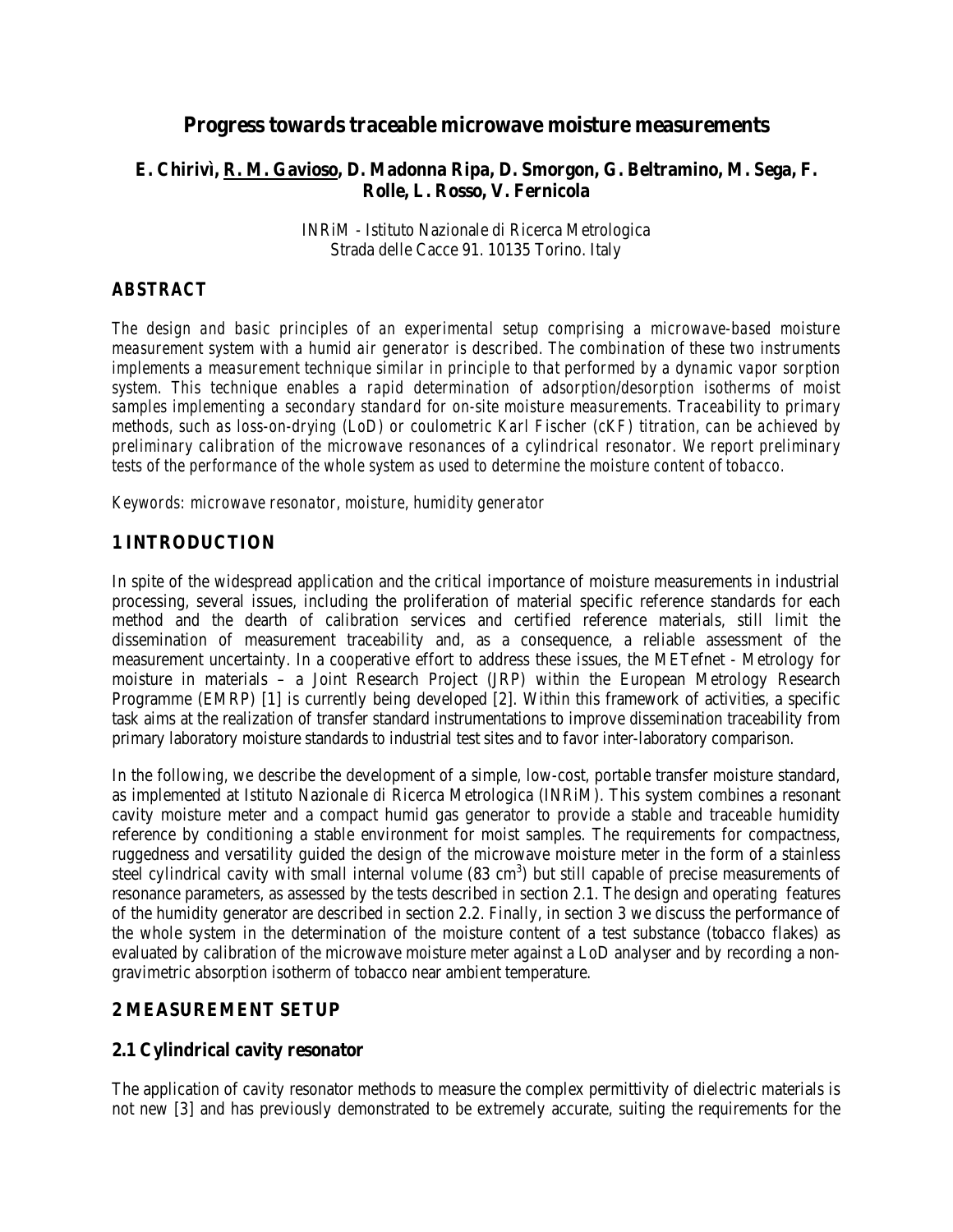# Progress towards traceable microwave moisture measurements

**E. Chirivì, R. M. Gavioso, D. Madonna Ripa, D. Smorgon, G. Beltramino, M. Sega, F. Rolle, L. Rosso, V. Fernicola**

INRiM - Istituto Nazionale di Ricerca Metrologica
Strada delle Cacce 91. 10135 Torino. Italy

## ABSTRACT

*The design and basic principles of an experimental setup comprising a microwave-based moisture measurement system with a humid air generator is described. The combination of these two instruments implements a measurement technique similar in principle to that performed by a dynamic vapor sorption system. This technique enables a rapid determination of adsorption/desorption isotherms of moist samples implementing a secondary standard for on-site moisture measurements. Traceability to primary methods, such as loss-on-drying (LoD) or coulometric Karl Fischer (cKF) titration, can be achieved by preliminary calibration of the microwave resonances of a cylindrical resonator. We report preliminary tests of the performance of the whole system as used to determine the moisture content of tobacco.*

*Keywords: microwave resonator, moisture, humidity generator*

## 1 INTRODUCTION

In spite of the widespread application and the critical importance of moisture measurements in industrial processing, several issues, including the proliferation of material specific reference standards for each method and the dearth of calibration services and certified reference materials, still limit the dissemination of measurement traceability and, as a consequence, a reliable assessment of the measurement uncertainty. In a cooperative effort to address these issues, the METefnet - Metrology for moisture in materials – a Joint Research Project (JRP) within the European Metrology Research Programme (EMRP) [1] is currently being developed [2]. Within this framework of activities, a specific task aims at the realization of transfer standard instrumentations to improve dissemination traceability from primary laboratory moisture standards to industrial test sites and to favor inter-laboratory comparison.

In the following, we describe the development of a simple, low-cost, portable transfer moisture standard, as implemented at Istituto Nazionale di Ricerca Metrologica (INRiM). This system combines a resonant cavity moisture meter and a compact humid gas generator to provide a stable and traceable humidity reference by conditioning a stable environment for moist samples. The requirements for compactness, ruggedness and versatility guided the design of the microwave moisture meter in the form of a stainless steel cylindrical cavity with small internal volume (83 $cm^3$) but still capable of precise measurements of resonance parameters, as assessed by the tests described in section 2.1. The design and operating features of the humidity generator are described in section 2.2. Finally, in section 3 we discuss the performance of the whole system in the determination of the moisture content of a test substance (tobacco flakes) as evaluated by calibration of the microwave moisture meter against a LoD analyser and by recording a non-gravimetric absorption isotherm of tobacco near ambient temperature.

## 2 MEASUREMENT SETUP

### 2.1 Cylindrical cavity resonator

The application of cavity resonator methods to measure the complex permittivity of dielectric materials is not new [3] and has previously demonstrated to be extremely accurate, suiting the requirements for the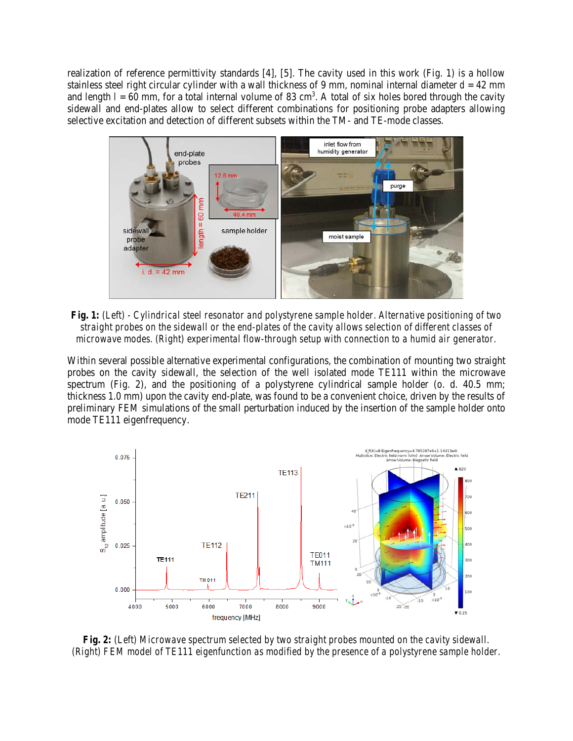realization of reference permittivity standards [4], [5]. The cavity used in this work (Fig. 1) is a hollow stainless steel right circular cylinder with a wall thickness of 9 mm, nominal internal diameter d = 42 mm and length l = 60 mm, for a total internal volume of 83 cm$^3$. A total of six holes bored through the cavity sidewall and end-plates allow to select different combinations for positioning probe adapters allowing selective excitation and detection of different subsets within the TM- and TE-mode classes.

**Fig. 1:** *(Left) - Cylindrical steel resonator and polystyrene sample holder. Alternative positioning of two straight probes on the sidewall or the end-plates of the cavity allows selection of different classes of microwave modes. (Right) experimental flow-through setup with connection to a humid air generator.*

Within several possible alternative experimental configurations, the combination of mounting two straight probes on the cavity sidewall, the selection of the well isolated mode TE111 within the microwave spectrum (Fig. 2), and the positioning of a polystyrene cylindrical sample holder (o. d. 40.5 mm; thickness 1.0 mm) upon the cavity end-plate, was found to be a convenient choice, driven by the results of preliminary FEM simulations of the small perturbation induced by the insertion of the sample holder onto mode TE111 eigenfrequency.

**Fig. 2:** *(Left) Microwave spectrum selected by two straight probes mounted on the cavity sidewall. (Right) FEM model of TE111 eigenfunction as modified by the presence of a polystyrene sample holder.*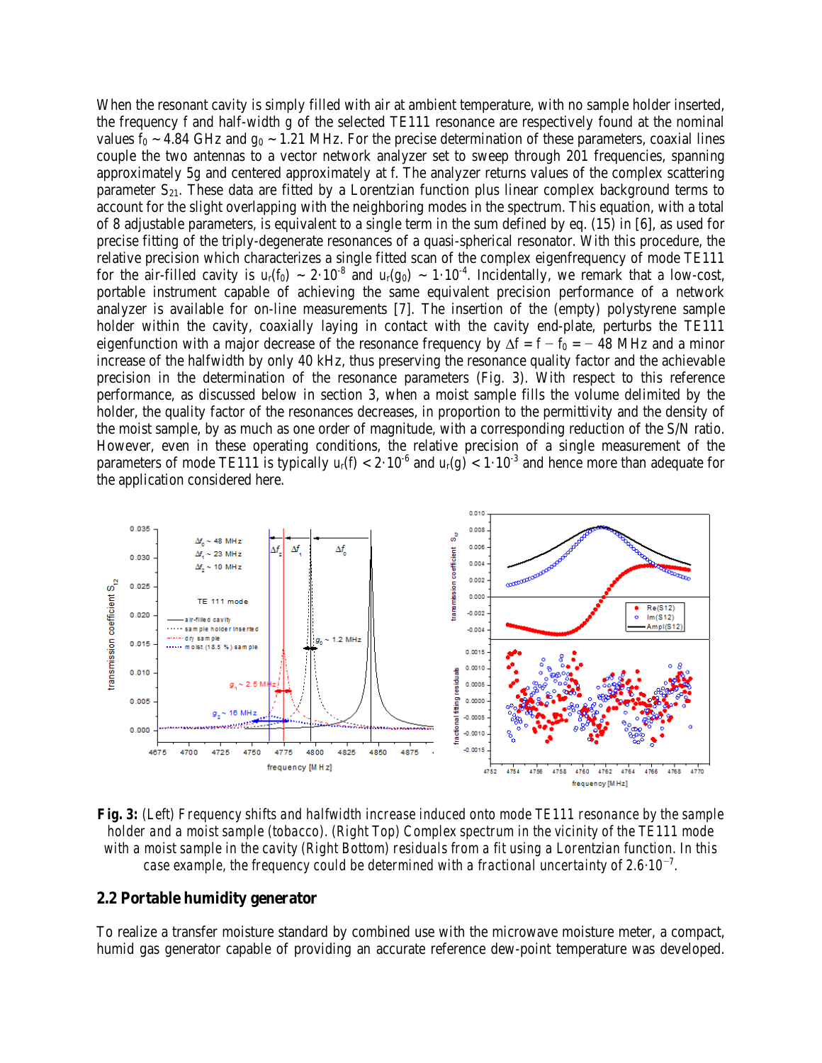When the resonant cavity is simply filled with air at ambient temperature, with no sample holder inserted, the frequency f and half-width g of the selected TE111 resonance are respectively found at the nominal values $f_0 \sim 4.84$ GHz and $g_0 \sim 1.21$ MHz. For the precise determination of these parameters, coaxial lines couple the two antennas to a vector network analyzer set to sweep through 201 frequencies, spanning approximately 5g and centered approximately at f. The analyzer returns values of the complex scattering parameter $S_{21}$. These data are fitted by a Lorentzian function plus linear complex background terms to account for the slight overlapping with the neighboring modes in the spectrum. This equation, with a total of 8 adjustable parameters, is equivalent to a single term in the sum defined by eq. (15) in [6], as used for precise fitting of the triply-degenerate resonances of a quasi-spherical resonator. With this procedure, the relative precision which characterizes a single fitted scan of the complex eigenfrequency of mode TE111 for the air-filled cavity is $u_r(f_0) \sim 2 \cdot 10^{-8}$ and $u_r(g_0) \sim 1 \cdot 10^{-4}$. Incidentally, we remark that a low-cost, portable instrument capable of achieving the same equivalent precision performance of a network analyzer is available for on-line measurements [7]. The insertion of the (empty) polystyrene sample holder within the cavity, coaxially laying in contact with the cavity end-plate, perturbs the TE111 eigenfunction with a major decrease of the resonance frequency by $\Delta f = f - f_0 = -48$ MHz and a minor increase of the halfwidth by only 40 kHz, thus preserving the resonance quality factor and the achievable precision in the determination of the resonance parameters (Fig. 3). With respect to this reference performance, as discussed below in section 3, when a moist sample fills the volume delimited by the holder, the quality factor of the resonances decreases, in proportion to the permittivity and the density of the moist sample, by as much as one order of magnitude, with a corresponding reduction of the S/N ratio. However, even in these operating conditions, the relative precision of a single measurement of the parameters of mode TE111 is typically $u_r(f) < 2 \cdot 10^{-6}$ and $u_r(g) < 1 \cdot 10^{-3}$ and hence more than adequate for the application considered here.

**Fig. 3:** *(Left) Frequency shifts and halfwidth increase induced onto mode TE111 resonance by the sample holder and a moist sample (tobacco). (Right Top) Complex spectrum in the vicinity of the TE111 mode with a moist sample in the cavity (Right Bottom) residuals from a fit using a Lorentzian function. In this case example, the frequency could be determined with a fractional uncertainty of $2.6 \cdot 10^{-7}$.*

## 2.2 Portable humidity generator

To realize a transfer moisture standard by combined use with the microwave moisture meter, a compact, humid gas generator capable of providing an accurate reference dew-point temperature was developed.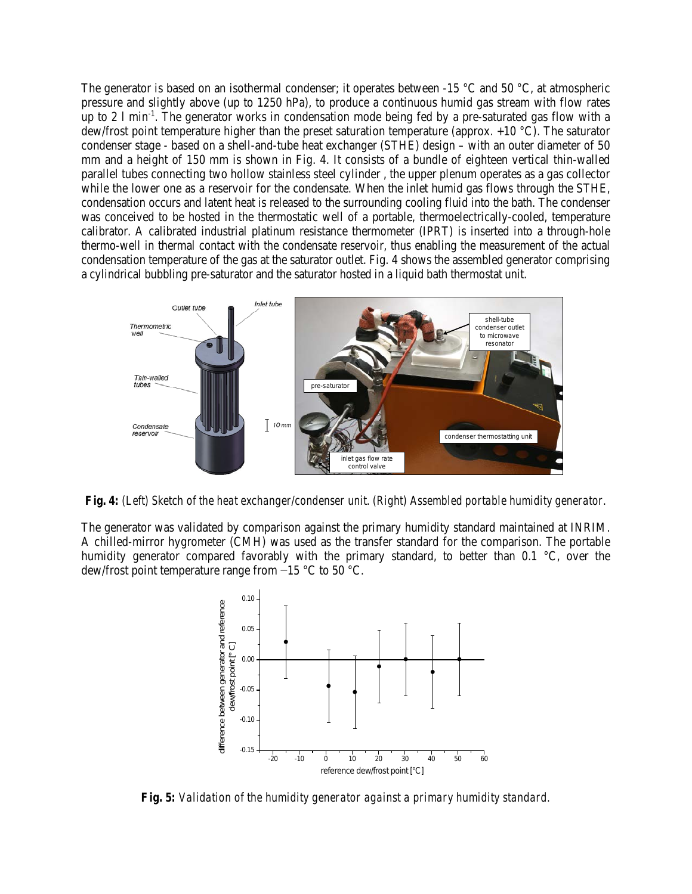The generator is based on an isothermal condenser; it operates between -15 °C and 50 °C, at atmospheric pressure and slightly above (up to 1250 hPa), to produce a continuous humid gas stream with flow rates up to 2 l min$^{-1}$. The generator works in condensation mode being fed by a pre-saturated gas flow with a dew/frost point temperature higher than the preset saturation temperature (approx. +10 °C). The saturator condenser stage - based on a shell-and-tube heat exchanger (STHE) design – with an outer diameter of 50 mm and a height of 150 mm is shown in Fig. 4. It consists of a bundle of eighteen vertical thin-walled parallel tubes connecting two hollow stainless steel cylinder , the upper plenum operates as a gas collector while the lower one as a reservoir for the condensate. When the inlet humid gas flows through the STHE, condensation occurs and latent heat is released to the surrounding cooling fluid into the bath. The condenser was conceived to be hosted in the thermostatic well of a portable, thermoelectrically-cooled, temperature calibrator. A calibrated industrial platinum resistance thermometer (IPRT) is inserted into a through-hole thermo-well in thermal contact with the condensate reservoir, thus enabling the measurement of the actual condensation temperature of the gas at the saturator outlet. Fig. 4 shows the assembled generator comprising a cylindrical bubbling pre-saturator and the saturator hosted in a liquid bath thermostat unit.

**Fig. 4:** *(Left) Sketch of the heat exchanger/condenser unit. (Right) Assembled portable humidity generator.*

The generator was validated by comparison against the primary humidity standard maintained at INRIM. A chilled-mirror hygrometer (CMH) was used as the transfer standard for the comparison. The portable humidity generator compared favorably with the primary standard, to better than 0.1 °C, over the dew/frost point temperature range from −15 °C to 50 °C.

**Fig. 5:** *Validation of the humidity generator against a primary humidity standard.*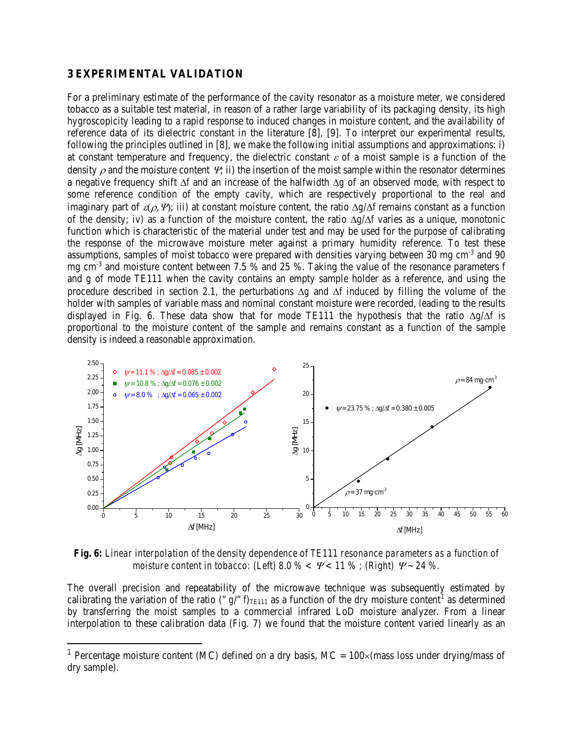## 3 EXPERIMENTAL VALIDATION

For a preliminary estimate of the performance of the cavity resonator as a moisture meter, we considered tobacco as a suitable test material, in reason of a rather large variability of its packaging density, its high hygroscopicity leading to a rapid response to induced changes in moisture content, and the availability of reference data of its dielectric constant in the literature [8], [9]. To interpret our experimental results, following the principles outlined in [8], we make the following initial assumptions and approximations: i) at constant temperature and frequency, the dielectric constant $\varepsilon$ of a moist sample is a function of the density $\rho$ and the moisture content $\Psi$; ii) the insertion of the moist sample within the resonator determines a negative frequency shift $\Delta f$ and an increase of the halfwidth $\Delta g$ of an observed mode, with respect to some reference condition of the empty cavity, which are respectively proportional to the real and imaginary part of $\varepsilon(\rho,\Psi)$; iii) at constant moisture content, the ratio $\Delta g/\Delta f$ remains constant as a function of the density; iv) as a function of the moisture content, the ratio $\Delta g/\Delta f$ varies as a unique, monotonic function which is characteristic of the material under test and may be used for the purpose of calibrating the response of the microwave moisture meter against a primary humidity reference. To test these assumptions, samples of moist tobacco were prepared with densities varying between 30 mg cm$^{-3}$ and 90 mg cm$^{-3}$ and moisture content between 7.5 % and 25 %. Taking the value of the resonance parameters f and g of mode TE111 when the cavity contains an empty sample holder as a reference, and using the procedure described in section 2.1, the perturbations $\Delta g$ and $\Delta f$ induced by filling the volume of the holder with samples of variable mass and nominal constant moisture were recorded, leading to the results displayed in Fig. 6. These data show that for mode TE111 the hypothesis that the ratio $\Delta g/\Delta f$ is proportional to the moisture content of the sample and remains constant as a function of the sample density is indeed a reasonable approximation.

**Fig. 6:** *Linear interpolation of the density dependence of TE111 resonance parameters as a function of moisture content in tobacco: (Left) 8.0 % < $\Psi$ < 11 % ; (Right) $\Psi$ ~ 24 %.*

The overall precision and repeatability of the microwave technique was subsequently estimated by calibrating the variation of the ratio $(\Delta g/\Delta f)_{TE111}$ as a function of the dry moisture content[1] as determined by transferring the moist samples to a commercial infrared LoD moisture analyzer. From a linear interpolation to these calibration data (Fig. 7) we found that the moisture content varied linearly as an

[1] Percentage moisture content (MC) defined on a dry basis, MC = 100×(mass loss under drying/mass of dry sample).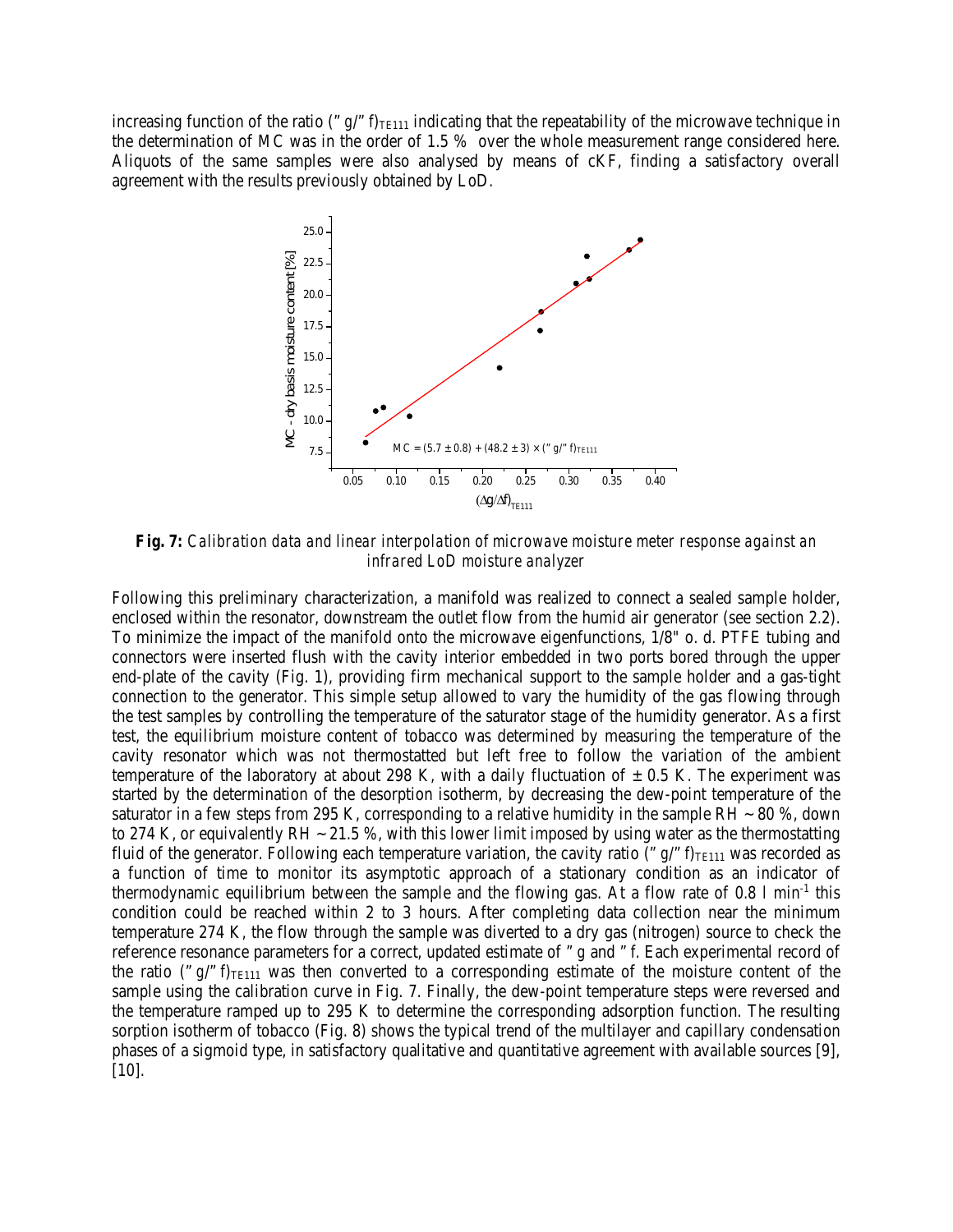increasing function of the ratio $(\Delta g/\Delta f)_{TE111}$ indicating that the repeatability of the microwave technique in the determination of MC was in the order of 1.5 % over the whole measurement range considered here. Aliquots of the same samples were also analysed by means of cKF, finding a satisfactory overall agreement with the results previously obtained by LoD.

**Fig. 7:** *Calibration data and linear interpolation of microwave moisture meter response against an infrared LoD moisture analyzer*

Following this preliminary characterization, a manifold was realized to connect a sealed sample holder, enclosed within the resonator, downstream the outlet flow from the humid air generator (see section 2.2). To minimize the impact of the manifold onto the microwave eigenfunctions, 1/8" o. d. PTFE tubing and connectors were inserted flush with the cavity interior embedded in two ports bored through the upper end-plate of the cavity (Fig. 1), providing firm mechanical support to the sample holder and a gas-tight connection to the generator. This simple setup allowed to vary the humidity of the gas flowing through the test samples by controlling the temperature of the saturator stage of the humidity generator. As a first test, the equilibrium moisture content of tobacco was determined by measuring the temperature of the cavity resonator which was not thermostatted but left free to follow the variation of the ambient temperature of the laboratory at about 298 K, with a daily fluctuation of ± 0.5 K. The experiment was started by the determination of the desorption isotherm, by decreasing the dew-point temperature of the saturator in a few steps from 295 K, corresponding to a relative humidity in the sample RH ~ 80 %, down to 274 K, or equivalently RH ~ 21.5 %, with this lower limit imposed by using water as the thermostatting fluid of the generator. Following each temperature variation, the cavity ratio $(\Delta g/\Delta f)_{TE111}$ was recorded as a function of time to monitor its asymptotic approach of a stationary condition as an indicator of thermodynamic equilibrium between the sample and the flowing gas. At a flow rate of 0.8 l min$^{-1}$ this condition could be reached within 2 to 3 hours. After completing data collection near the minimum temperature 274 K, the flow through the sample was diverted to a dry gas (nitrogen) source to check the reference resonance parameters for a correct, updated estimate of $\Delta g$ and $\Delta f$. Each experimental record of the ratio $(\Delta g/\Delta f)_{TE111}$ was then converted to a corresponding estimate of the moisture content of the sample using the calibration curve in Fig. 7. Finally, the dew-point temperature steps were reversed and the temperature ramped up to 295 K to determine the corresponding adsorption function. The resulting sorption isotherm of tobacco (Fig. 8) shows the typical trend of the multilayer and capillary condensation phases of a sigmoid type, in satisfactory qualitative and quantitative agreement with available sources [9], [10].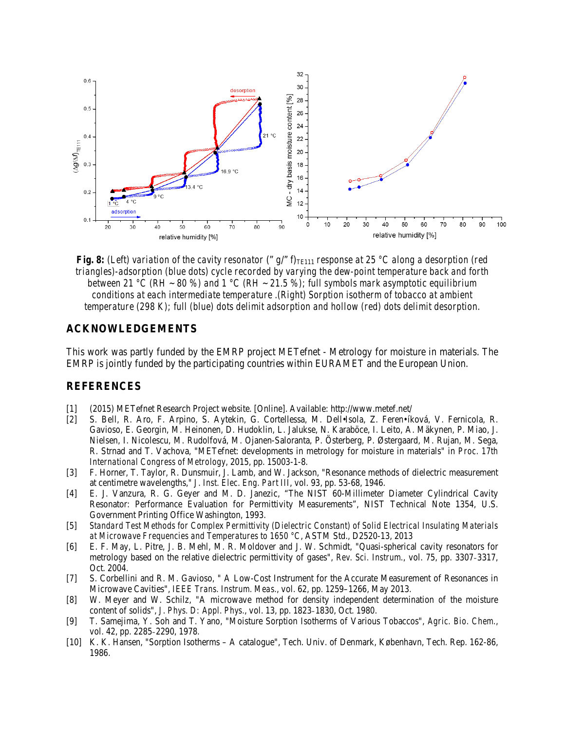0.6
0.5
0.4
0.3
0.2
0.1
$(\Delta g/\Delta f)_{TE111}$
desorption
21 °C
16.9 °C
13.4 °C
9 °C
4 °C
1 °C
adsorption
20 30 40 50 60 70 80 90
relative humidity [%]

32
30
28
26
24
22
20
18
16
14
12
10
MC - dry basis moisture content [%]
0 10 20 30 40 50 60 70 80 90 100
relative humidity [%]

**Fig. 8:** *(Left) variation of the cavity resonator ("g/"f)*$_{TE111}$ *response at 25 °C along a desorption (red triangles)-adsorption (blue dots) cycle recorded by varying the dew-point temperature back and forth between 21 °C (RH ~ 80 %) and 1 °C (RH ~ 21.5 %); full symbols mark asymptotic equilibrium conditions at each intermediate temperature .(Right) Sorption isotherm of tobacco at ambient temperature (298 K); full (blue) dots delimit adsorption and hollow (red) dots delimit desorption.*

## ACKNOWLEDGEMENTS

This work was partly funded by the EMRP project METefnet - Metrology for moisture in materials. The EMRP is jointly funded by the participating countries within EURAMET and the European Union.

## REFERENCES

[1] (2015) METefnet Research Project website. [Online]. Available: http://www.metef.net/

[2] S. Bell, R. Aro, F. Arpino, S. Aytekin, G. Cortellessa, M. Dell•Isola, Z. Feren•íková, V. Fernicola, R. Gavioso, E. Georgin, M. Heinonen, D. Hudoklin, L. Jalukse, N. Karaböce, I. Leito, A. Mäkynen, P. Miao, J. Nielsen, I. Nicolescu, M. Rudolfová, M. Ojanen-Saloranta, P. Österberg, P. Østergaard, M. Rujan, M. Sega, R. Strnad and T. Vachova, "METefnet: developments in metrology for moisture in materials" in *Proc. 17th International Congress of Metrology*, 2015, pp. 15003-1-8.

[3] F. Horner, T. Taylor, R. Dunsmuir, J. Lamb, and W. Jackson, "Resonance methods of dielectric measurement at centimetre wavelengths," *J. Inst. Elec. Eng. Part III*, vol. 93, pp. 53-68, 1946.

[4] E. J. Vanzura, R. G. Geyer and M. D. Janezic, "The NIST 60-Millimeter Diameter Cylindrical Cavity Resonator: Performance Evaluation for Permittivity Measurements", NIST Technical Note 1354, U.S. Government Printing Office Washington, 1993.

[5] *Standard Test Methods for Complex Permittivity (Dielectric Constant) of Solid Electrical Insulating Materials at Microwave Frequencies and Temperatures to 1650 °C*, ASTM Std., D2520-13, 2013

[6] E. F. May, L. Pitre, J. B. Mehl, M. R. Moldover and J. W. Schmidt, "Quasi-spherical cavity resonators for metrology based on the relative dielectric permittivity of gases", *Rev. Sci. Instrum.*, vol. 75, pp. 3307-3317, Oct. 2004.

[7] S. Corbellini and R. M. Gavioso, " A Low-Cost Instrument for the Accurate Measurement of Resonances in Microwave Cavities", *IEEE Trans. Instrum. Meas.*, vol. 62, pp. 1259–1266, May 2013.

[8] W. Meyer and W. Schilz, "A microwave method for density independent determination of the moisture content of solids", *J. Phys. D: Appl. Phys.*, vol. 13, pp. 1823–1830, Oct. 1980.

[9] T. Samejima, Y. Soh and T. Yano, "Moisture Sorption Isotherms of Various Tobaccos", *Agric. Bio. Chem.*, vol. 42, pp. 2285–2290, 1978.

[10] K. K. Hansen, "Sorption Isotherms – A catalogue", Tech. Univ. of Denmark, København, Tech. Rep. 162-86, 1986.